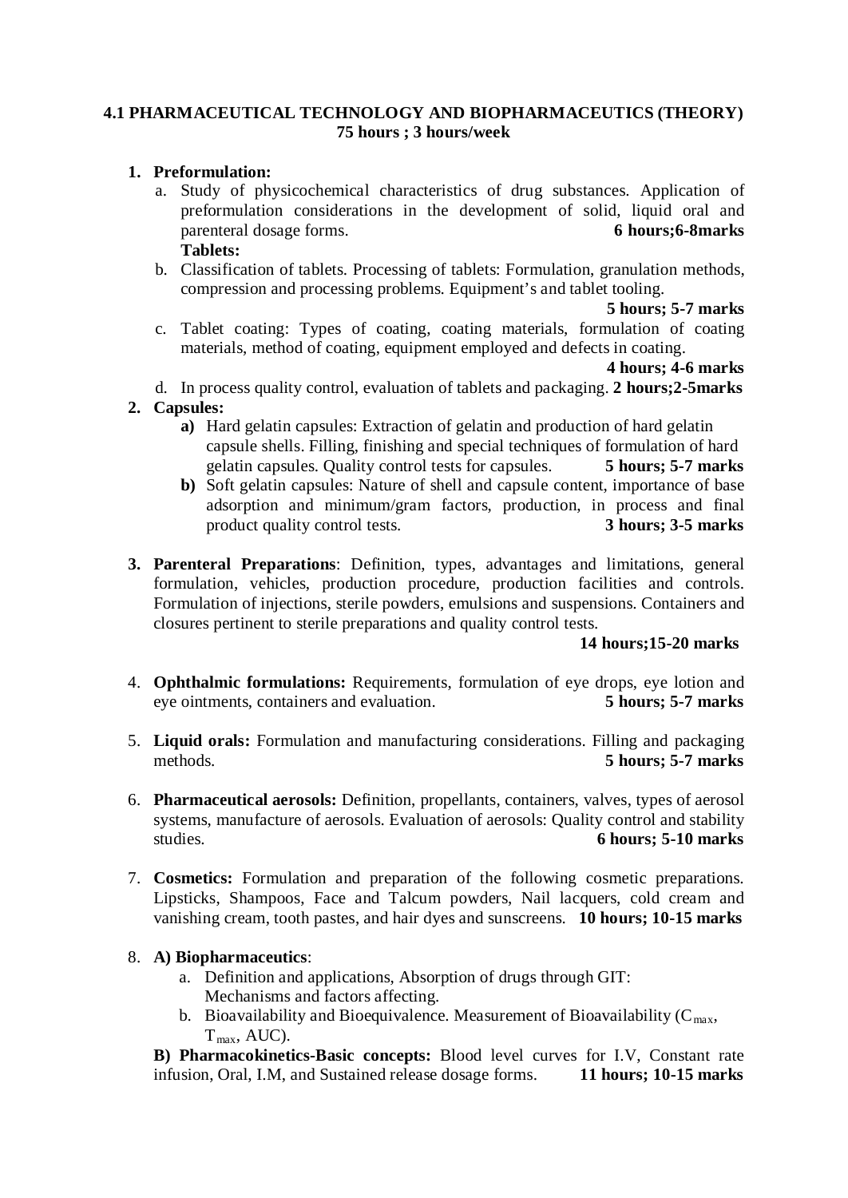## 4.1 PHARMACEUTICAL TECHNOLOGY AND BIOPHARMACEUTICS (THEORY)

**75 hours ; 3 hours/week**

1. **Preformulation:**
   a. Study of physicochemical characteristics of drug substances. Application of preformulation considerations in the development of solid, liquid oral and parenteral dosage forms. **6 hours;6-8marks**

   **Tablets:**

   b. Classification of tablets. Processing of tablets: Formulation, granulation methods, compression and processing problems. Equipment's and tablet tooling. **5 hours; 5-7 marks**

   c. Tablet coating: Types of coating, coating materials, formulation of coating materials, method of coating, equipment employed and defects in coating. **4 hours; 4-6 marks**

   d. In process quality control, evaluation of tablets and packaging. **2 hours;2-5marks**

2. **Capsules:**
   **a)** Hard gelatin capsules: Extraction of gelatin and production of hard gelatin capsule shells. Filling, finishing and special techniques of formulation of hard gelatin capsules. Quality control tests for capsules. **5 hours; 5-7 marks**

   **b)** Soft gelatin capsules: Nature of shell and capsule content, importance of base adsorption and minimum/gram factors, production, in process and final product quality control tests. **3 hours; 3-5 marks**

3. **Parenteral Preparations**: Definition, types, advantages and limitations, general formulation, vehicles, production procedure, production facilities and controls. Formulation of injections, sterile powders, emulsions and suspensions. Containers and closures pertinent to sterile preparations and quality control tests. **14 hours;15-20 marks**

4. **Ophthalmic formulations:** Requirements, formulation of eye drops, eye lotion and eye ointments, containers and evaluation. **5 hours; 5-7 marks**

5. **Liquid orals:** Formulation and manufacturing considerations. Filling and packaging methods. **5 hours; 5-7 marks**

6. **Pharmaceutical aerosols:** Definition, propellants, containers, valves, types of aerosol systems, manufacture of aerosols. Evaluation of aerosols: Quality control and stability studies. **6 hours; 5-10 marks**

7. **Cosmetics:** Formulation and preparation of the following cosmetic preparations. Lipsticks, Shampoos, Face and Talcum powders, Nail lacquers, cold cream and vanishing cream, tooth pastes, and hair dyes and sunscreens. **10 hours; 10-15 marks**

8. **A) Biopharmaceutics**:
   a. Definition and applications, Absorption of drugs through GIT: Mechanisms and factors affecting.
   b. Bioavailability and Bioequivalence. Measurement of Bioavailability ($C_{max}$, $T_{max}$, AUC).

   **B) Pharmacokinetics-Basic concepts:** Blood level curves for I.V, Constant rate infusion, Oral, I.M, and Sustained release dosage forms. **11 hours; 10-15 marks**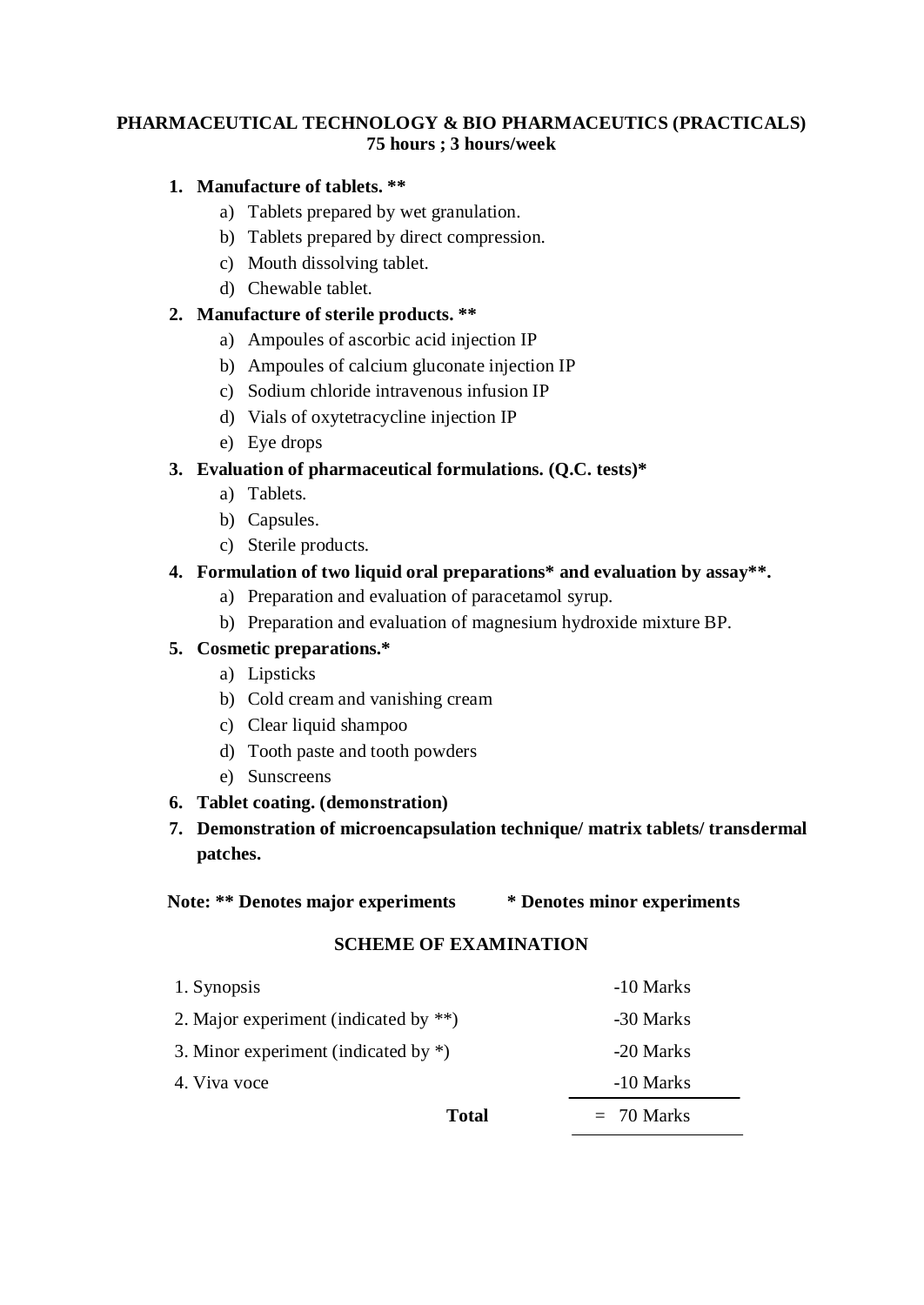## PHARMACEUTICAL TECHNOLOGY & BIO PHARMACEUTICS (PRACTICALS)
**75 hours ; 3 hours/week**

1. **Manufacture of tablets. ****
   a) Tablets prepared by wet granulation.
   b) Tablets prepared by direct compression.
   c) Mouth dissolving tablet.
   d) Chewable tablet.
2. **Manufacture of sterile products. ****
   a) Ampoules of ascorbic acid injection IP
   b) Ampoules of calcium gluconate injection IP
   c) Sodium chloride intravenous infusion IP
   d) Vials of oxytetracycline injection IP
   e) Eye drops
3. **Evaluation of pharmaceutical formulations. (Q.C. tests)***
   a) Tablets.
   b) Capsules.
   c) Sterile products.
4. **Formulation of two liquid oral preparations* and evaluation by assay**.**
   a) Preparation and evaluation of paracetamol syrup.
   b) Preparation and evaluation of magnesium hydroxide mixture BP.
5. **Cosmetic preparations.***
   a) Lipsticks
   b) Cold cream and vanishing cream
   c) Clear liquid shampoo
   d) Tooth paste and tooth powders
   e) Sunscreens
6. **Tablet coating. (demonstration)**
7. **Demonstration of microencapsulation technique/ matrix tablets/ transdermal patches.**

**Note: ** Denotes major experiments          * Denotes minor experiments**

### SCHEME OF EXAMINATION

| | |
|---|---|
| 1. Synopsis | -10 Marks |
| 2. Major experiment (indicated by **) | -30 Marks |
| 3. Minor experiment (indicated by *) | -20 Marks |
| 4. Viva voce | -10 Marks |
| **Total** | = 70 Marks |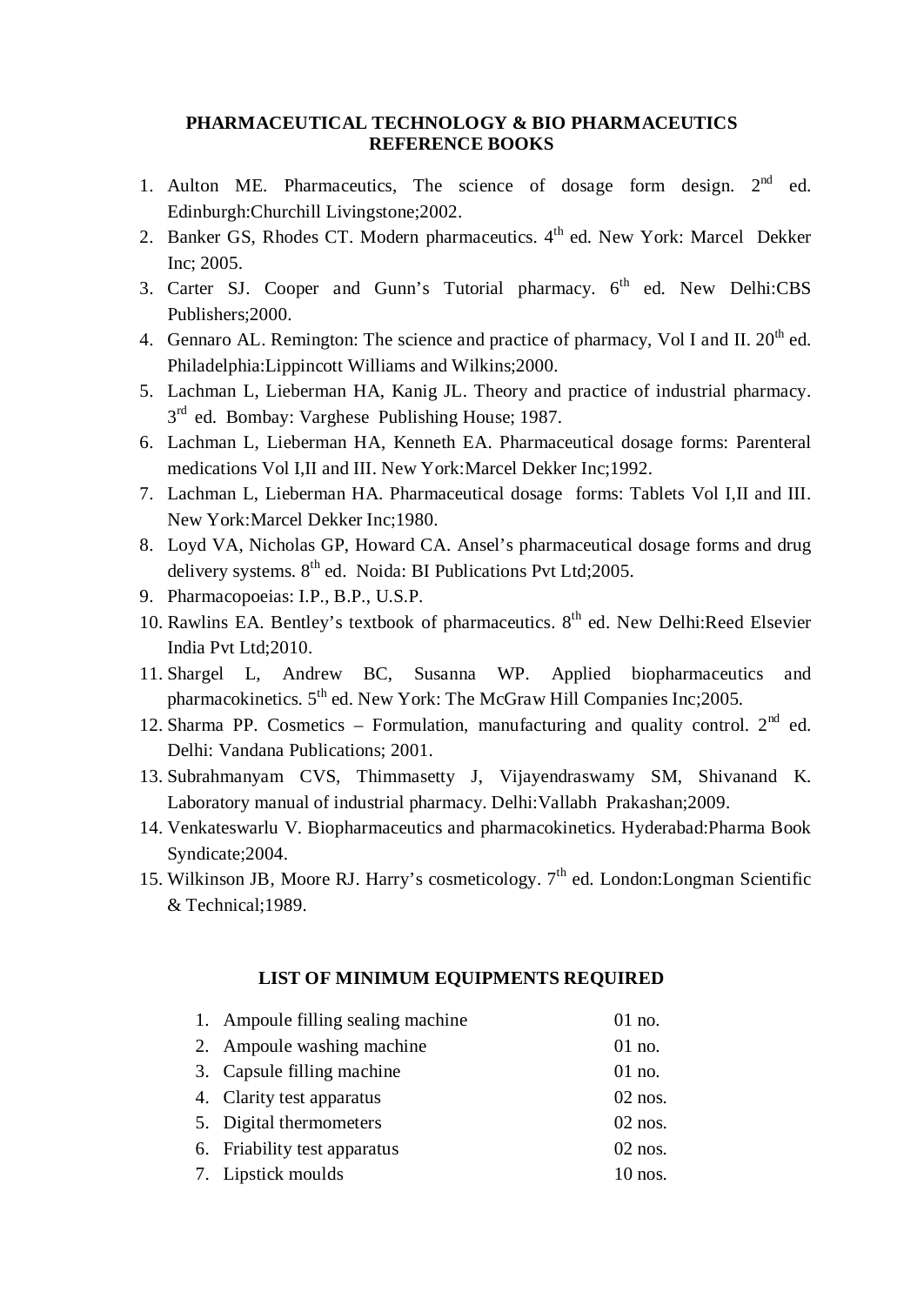## PHARMACEUTICAL TECHNOLOGY & BIO PHARMACEUTICS REFERENCE BOOKS

1. Aulton ME. Pharmaceutics, The science of dosage form design. 2nd ed. Edinburgh:Churchill Livingstone;2002.
2. Banker GS, Rhodes CT. Modern pharmaceutics. 4th ed. New York: Marcel Dekker Inc; 2005.
3. Carter SJ. Cooper and Gunn's Tutorial pharmacy. 6th ed. New Delhi:CBS Publishers;2000.
4. Gennaro AL. Remington: The science and practice of pharmacy, Vol I and II. 20th ed. Philadelphia:Lippincott Williams and Wilkins;2000.
5. Lachman L, Lieberman HA, Kanig JL. Theory and practice of industrial pharmacy. 3rd ed. Bombay: Varghese Publishing House; 1987.
6. Lachman L, Lieberman HA, Kenneth EA. Pharmaceutical dosage forms: Parenteral medications Vol I,II and III. New York:Marcel Dekker Inc;1992.
7. Lachman L, Lieberman HA. Pharmaceutical dosage forms: Tablets Vol I,II and III. New York:Marcel Dekker Inc;1980.
8. Loyd VA, Nicholas GP, Howard CA. Ansel's pharmaceutical dosage forms and drug delivery systems. 8th ed. Noida: BI Publications Pvt Ltd;2005.
9. Pharmacopoeias: I.P., B.P., U.S.P.
10. Rawlins EA. Bentley's textbook of pharmaceutics. 8th ed. New Delhi:Reed Elsevier India Pvt Ltd;2010.
11. Shargel L, Andrew BC, Susanna WP. Applied biopharmaceutics and pharmacokinetics. 5th ed. New York: The McGraw Hill Companies Inc;2005.
12. Sharma PP. Cosmetics – Formulation, manufacturing and quality control. 2nd ed. Delhi: Vandana Publications; 2001.
13. Subrahmanyam CVS, Thimmasetty J, Vijayendraswamy SM, Shivanand K. Laboratory manual of industrial pharmacy. Delhi:Vallabh Prakashan;2009.
14. Venkateswarlu V. Biopharmaceutics and pharmacokinetics. Hyderabad:Pharma Book Syndicate;2004.
15. Wilkinson JB, Moore RJ. Harry's cosmeticology. 7th ed. London:Longman Scientific & Technical;1989.

## LIST OF MINIMUM EQUIPMENTS REQUIRED

| | Equipment | Quantity |
|---|---|---|
| 1. | Ampoule filling sealing machine | 01 no. |
| 2. | Ampoule washing machine | 01 no. |
| 3. | Capsule filling machine | 01 no. |
| 4. | Clarity test apparatus | 02 nos. |
| 5. | Digital thermometers | 02 nos. |
| 6. | Friability test apparatus | 02 nos. |
| 7. | Lipstick moulds | 10 nos. |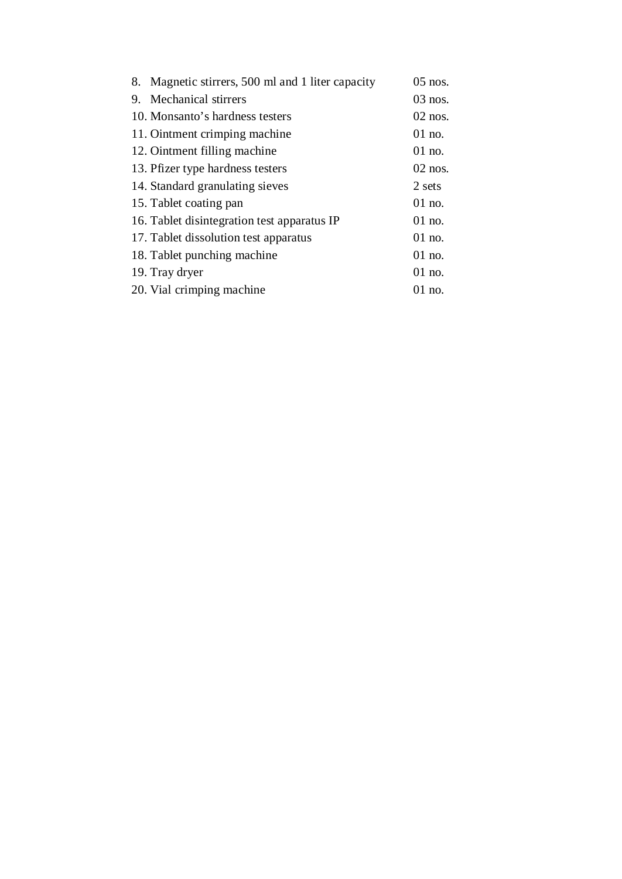| | | |
|---|---|---|
| 8. | Magnetic stirrers, 500 ml and 1 liter capacity | 05 nos. |
| 9. | Mechanical stirrers | 03 nos. |
| 10. | Monsanto's hardness testers | 02 nos. |
| 11. | Ointment crimping machine | 01 no. |
| 12. | Ointment filling machine | 01 no. |
| 13. | Pfizer type hardness testers | 02 nos. |
| 14. | Standard granulating sieves | 2 sets |
| 15. | Tablet coating pan | 01 no. |
| 16. | Tablet disintegration test apparatus IP | 01 no. |
| 17. | Tablet dissolution test apparatus | 01 no. |
| 18. | Tablet punching machine | 01 no. |
| 19. | Tray dryer | 01 no. |
| 20. | Vial crimping machine | 01 no. |